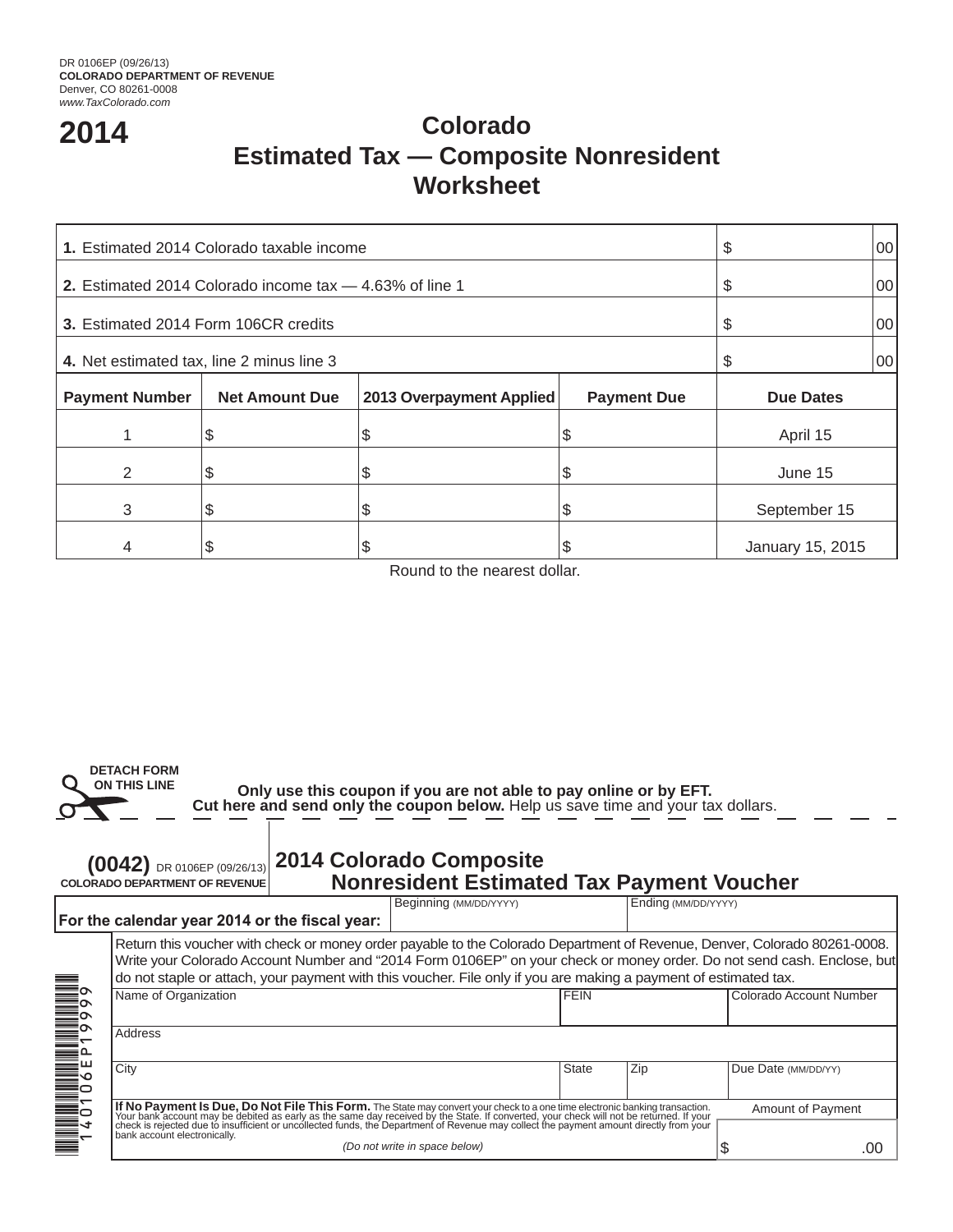DR 0106EP (09/26/13)
**COLORADO DEPARTMENT OF REVENUE**
Denver, CO 80261-0008
*www.TaxColorado.com*

# 2014

# Colorado Estimated Tax — Composite Nonresident Worksheet

| | | | | |
|---|---|---|---|---|
| **1.** Estimated 2014 Colorado taxable income | | | | $ 00 |
| **2.** Estimated 2014 Colorado income tax — 4.63% of line 1 | | | | $ 00 |
| **3.** Estimated 2014 Form 106CR credits | | | | $ 00 |
| **4.** Net estimated tax, line 2 minus line 3 | | | | $ 00 |
| **Payment Number** | **Net Amount Due** | **2013 Overpayment Applied** | **Payment Due** | **Due Dates** |
| 1 | $ | $ | $ | April 15 |
| 2 | $ | $ | $ | June 15 |
| 3 | $ | $ | $ | September 15 |
| 4 | $ | $ | $ | January 15, 2015 |

Round to the nearest dollar.

DETACH FORM ON THIS LINE

**Only use this coupon if you are not able to pay online or by EFT.**
**Cut here and send only the coupon below.** Help us save time and your tax dollars.

**(0042)** DR 0106EP (09/26/13)
**COLORADO DEPARTMENT OF REVENUE**

## 2014 Colorado Composite Nonresident Estimated Tax Payment Voucher

| **For the calendar year 2014 or the fiscal year:** | Beginning (MM/DD/YYYY) | Ending (MM/DD/YYYY) |
|---|---|---|

Return this voucher with check or money order payable to the Colorado Department of Revenue, Denver, Colorado 80261-0008. Write your Colorado Account Number and "2014 Form 0106EP" on your check or money order. Do not send cash. Enclose, but do not staple or attach, your payment with this voucher. File only if you are making a payment of estimated tax.

| Name of Organization | | FEIN | Colorado Account Number |
|---|---|---|---|
| Address | | | |
| City | State | Zip | Due Date (MM/DD/YY) |

**If No Payment Is Due, Do Not File This Form.** The State may convert your check to a one time electronic banking transaction. Your bank account may be debited as early as the same day received by the State. If converted, your check will not be returned. If your check is rejected due to insufficient or uncollected funds, the Department of Revenue may collect the payment amount directly from your bank account electronically.

*(Do not write in space below)*

Amount of Payment
$ .00

140106EP19999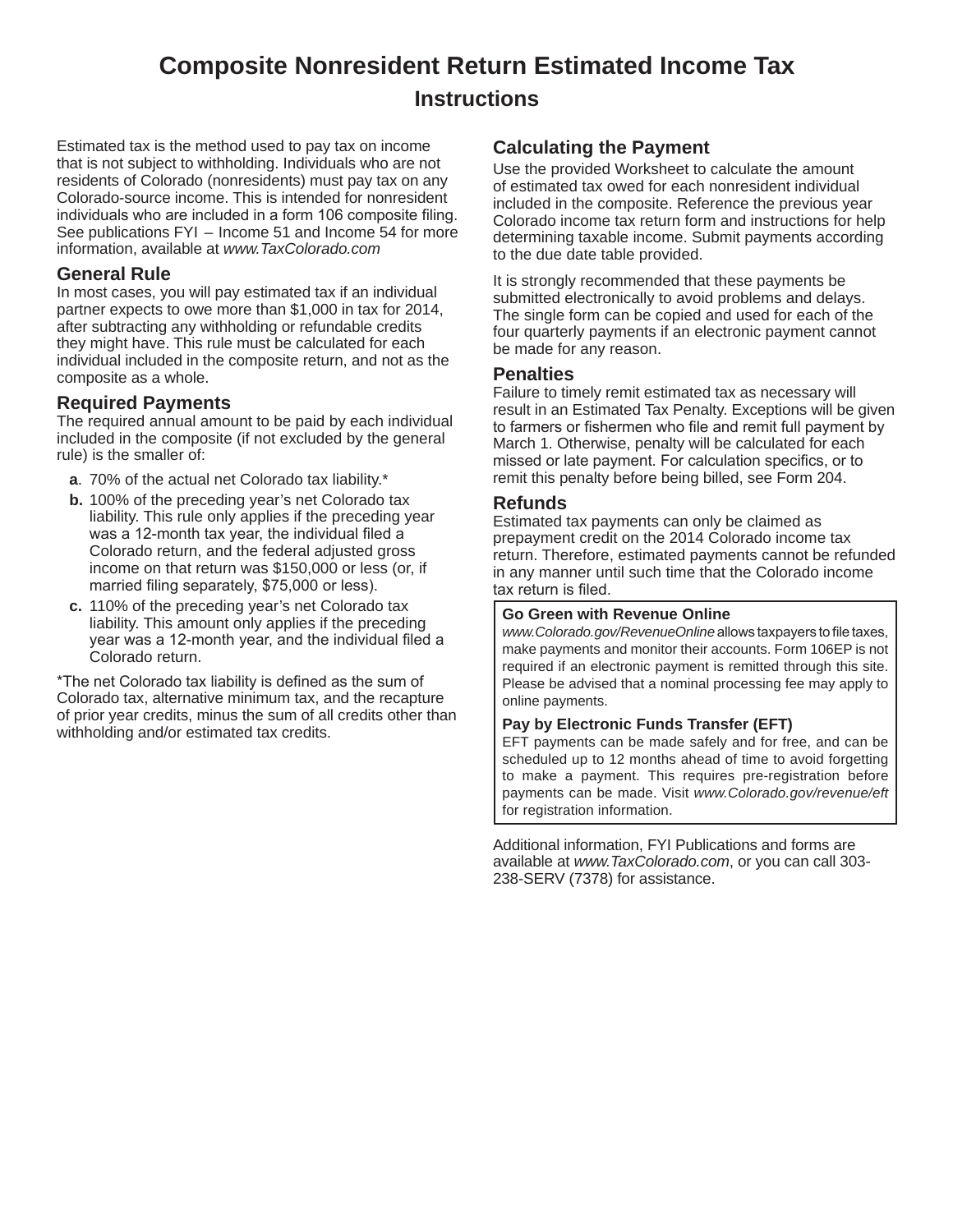# Composite Nonresident Return Estimated Income Tax

## Instructions

Estimated tax is the method used to pay tax on income that is not subject to withholding. Individuals who are not residents of Colorado (nonresidents) must pay tax on any Colorado-source income. This is intended for nonresident individuals who are included in a form 106 composite filing. See publications FYI – Income 51 and Income 54 for more information, available at *www.TaxColorado.com*

### General Rule

In most cases, you will pay estimated tax if an individual partner expects to owe more than $1,000 in tax for 2014, after subtracting any withholding or refundable credits they might have. This rule must be calculated for each individual included in the composite return, and not as the composite as a whole.

### Required Payments

The required annual amount to be paid by each individual included in the composite (if not excluded by the general rule) is the smaller of:

**a**. 70% of the actual net Colorado tax liability.*

**b.** 100% of the preceding year's net Colorado tax liability. This rule only applies if the preceding year was a 12-month tax year, the individual filed a Colorado return, and the federal adjusted gross income on that return was $150,000 or less (or, if married filing separately, $75,000 or less).

**c.** 110% of the preceding year's net Colorado tax liability. This amount only applies if the preceding year was a 12-month year, and the individual filed a Colorado return.

*The net Colorado tax liability is defined as the sum of Colorado tax, alternative minimum tax, and the recapture of prior year credits, minus the sum of all credits other than withholding and/or estimated tax credits.

### Calculating the Payment

Use the provided Worksheet to calculate the amount of estimated tax owed for each nonresident individual included in the composite. Reference the previous year Colorado income tax return form and instructions for help determining taxable income. Submit payments according to the due date table provided.

It is strongly recommended that these payments be submitted electronically to avoid problems and delays. The single form can be copied and used for each of the four quarterly payments if an electronic payment cannot be made for any reason.

### Penalties

Failure to timely remit estimated tax as necessary will result in an Estimated Tax Penalty. Exceptions will be given to farmers or fishermen who file and remit full payment by March 1. Otherwise, penalty will be calculated for each missed or late payment. For calculation specifics, or to remit this penalty before being billed, see Form 204.

### Refunds

Estimated tax payments can only be claimed as prepayment credit on the 2014 Colorado income tax return. Therefore, estimated payments cannot be refunded in any manner until such time that the Colorado income tax return is filed.

**Go Green with Revenue Online**

*www.Colorado.gov/RevenueOnline* allows taxpayers to file taxes, make payments and monitor their accounts. Form 106EP is not required if an electronic payment is remitted through this site. Please be advised that a nominal processing fee may apply to online payments.

**Pay by Electronic Funds Transfer (EFT)**

EFT payments can be made safely and for free, and can be scheduled up to 12 months ahead of time to avoid forgetting to make a payment. This requires pre-registration before payments can be made. Visit *www.Colorado.gov/revenue/eft* for registration information.

Additional information, FYI Publications and forms are available at *www.TaxColorado.com*, or you can call 303-238-SERV (7378) for assistance.